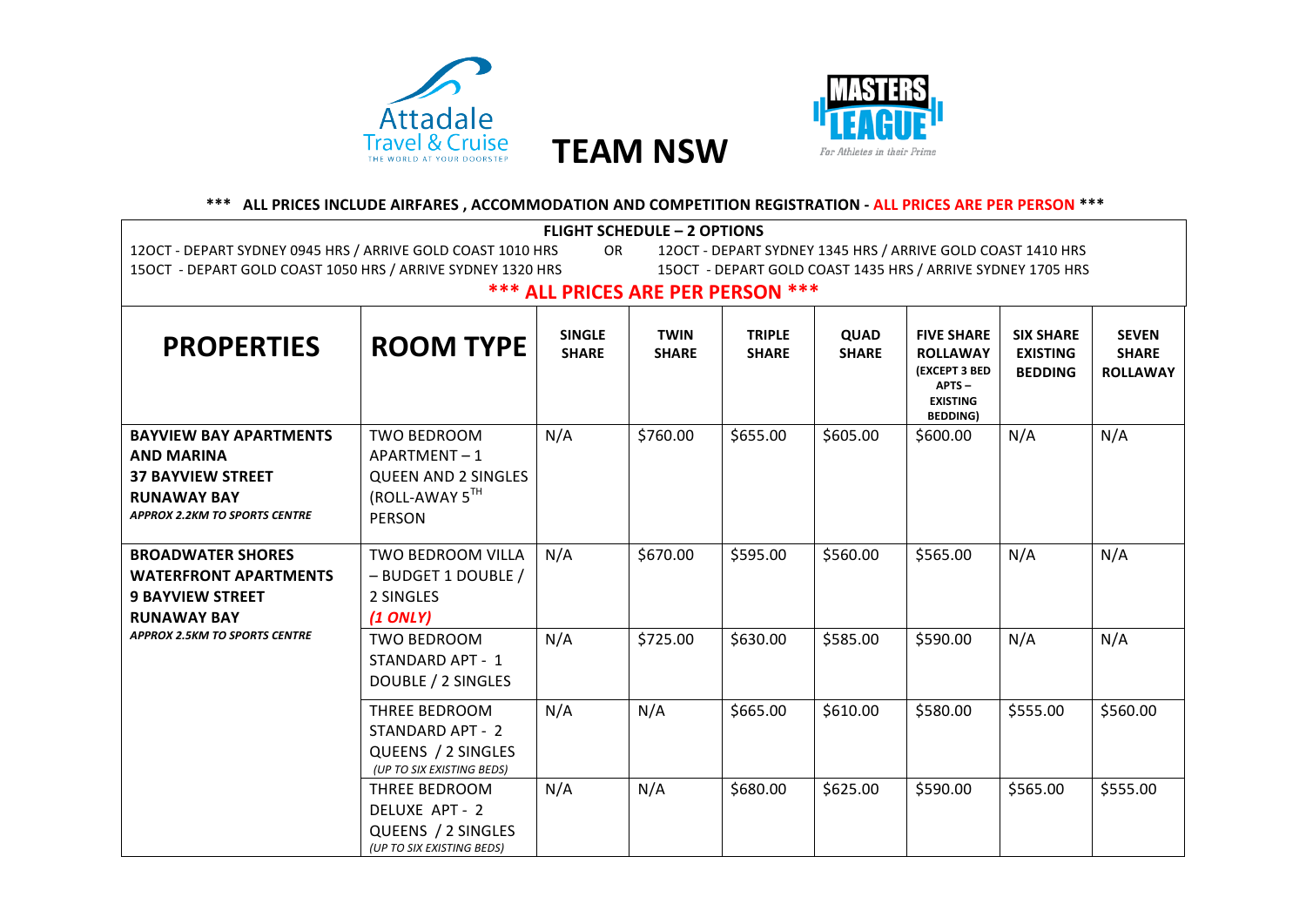# TEAM NSW

**\*\*\* ALL PRICES INCLUDE AIRFARES , ACCOMMODATION AND COMPETITION REGISTRATION - ALL PRICES ARE PER PERSON \*\*\***

**FLIGHT SCHEDULE – 2 OPTIONS**

12OCT - DEPART SYDNEY 0945 HRS / ARRIVE GOLD COAST 1010 HRS
15OCT - DEPART GOLD COAST 1050 HRS / ARRIVE SYDNEY 1320 HRS

OR

12OCT - DEPART SYDNEY 1345 HRS / ARRIVE GOLD COAST 1410 HRS
15OCT - DEPART GOLD COAST 1435 HRS / ARRIVE SYDNEY 1705 HRS

**\*\*\* ALL PRICES ARE PER PERSON \*\*\***

| PROPERTIES | ROOM TYPE | SINGLE SHARE | TWIN SHARE | TRIPLE SHARE | QUAD SHARE | FIVE SHARE ROLLAWAY (EXCEPT 3 BED APTS – EXISTING BEDDING) | SIX SHARE EXISTING BEDDING | SEVEN SHARE ROLLAWAY |
|---|---|---|---|---|---|---|---|---|
| **BAYVIEW BAY APARTMENTS AND MARINA 37 BAYVIEW STREET RUNAWAY BAY** ***APPROX 2.2KM TO SPORTS CENTRE*** | TWO BEDROOM APARTMENT – 1 QUEEN AND 2 SINGLES (ROLL-AWAY 5TH PERSON | N/A | $760.00 | $655.00 | $605.00 | $600.00 | N/A | N/A |
| **BROADWATER SHORES WATERFRONT APARTMENTS 9 BAYVIEW STREET RUNAWAY BAY** ***APPROX 2.5KM TO SPORTS CENTRE*** | TWO BEDROOM VILLA – BUDGET 1 DOUBLE / 2 SINGLES *(1 ONLY)* | N/A | $670.00 | $595.00 | $560.00 | $565.00 | N/A | N/A |
| | TWO BEDROOM STANDARD APT - 1 DOUBLE / 2 SINGLES | N/A | $725.00 | $630.00 | $585.00 | $590.00 | N/A | N/A |
| | THREE BEDROOM STANDARD APT - 2 QUEENS / 2 SINGLES *(UP TO SIX EXISTING BEDS)* | N/A | N/A | $665.00 | $610.00 | $580.00 | $555.00 | $560.00 |
| | THREE BEDROOM DELUXE APT - 2 QUEENS / 2 SINGLES *(UP TO SIX EXISTING BEDS)* | N/A | N/A | $680.00 | $625.00 | $590.00 | $565.00 | $555.00 |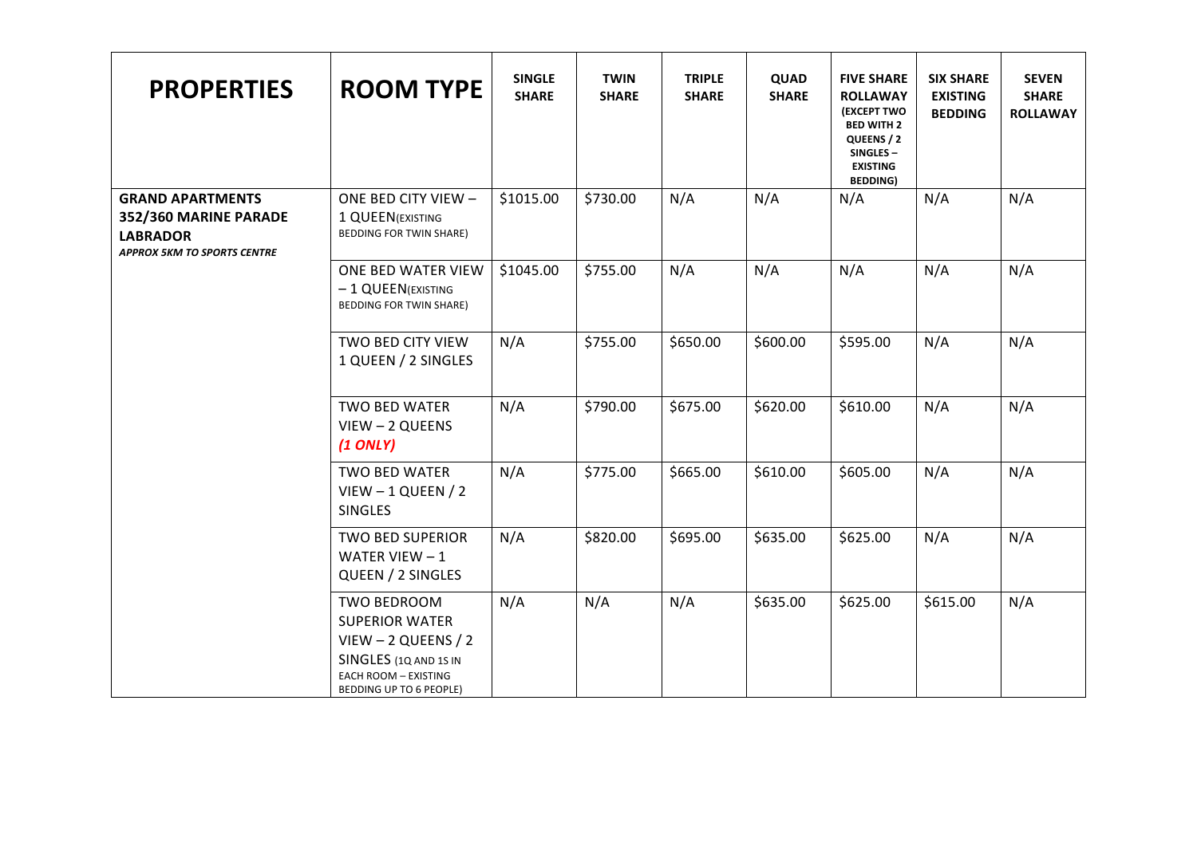| PROPERTIES | ROOM TYPE | SINGLE SHARE | TWIN SHARE | TRIPLE SHARE | QUAD SHARE | FIVE SHARE ROLLAWAY (EXCEPT TWO BED WITH 2 QUEENS / 2 SINGLES – EXISTING BEDDING) | SIX SHARE EXISTING BEDDING | SEVEN SHARE ROLLAWAY |
|---|---|---|---|---|---|---|---|---|
| **GRAND APARTMENTS 352/360 MARINE PARADE LABRADOR** ***APPROX 5KM TO SPORTS CENTRE*** | ONE BED CITY VIEW – 1 QUEEN (EXISTING BEDDING FOR TWIN SHARE) | $1015.00 | $730.00 | N/A | N/A | N/A | N/A | N/A |
| | ONE BED WATER VIEW – 1 QUEEN (EXISTING BEDDING FOR TWIN SHARE) | $1045.00 | $755.00 | N/A | N/A | N/A | N/A | N/A |
| | TWO BED CITY VIEW 1 QUEEN / 2 SINGLES | N/A | $755.00 | $650.00 | $600.00 | $595.00 | N/A | N/A |
| | TWO BED WATER VIEW – 2 QUEENS ***(1 ONLY)*** | N/A | $790.00 | $675.00 | $620.00 | $610.00 | N/A | N/A |
| | TWO BED WATER VIEW – 1 QUEEN / 2 SINGLES | N/A | $775.00 | $665.00 | $610.00 | $605.00 | N/A | N/A |
| | TWO BED SUPERIOR WATER VIEW – 1 QUEEN / 2 SINGLES | N/A | $820.00 | $695.00 | $635.00 | $625.00 | N/A | N/A |
| | TWO BEDROOM SUPERIOR WATER VIEW – 2 QUEENS / 2 SINGLES (1Q AND 1S IN EACH ROOM – EXISTING BEDDING UP TO 6 PEOPLE) | N/A | N/A | N/A | $635.00 | $625.00 | $615.00 | N/A |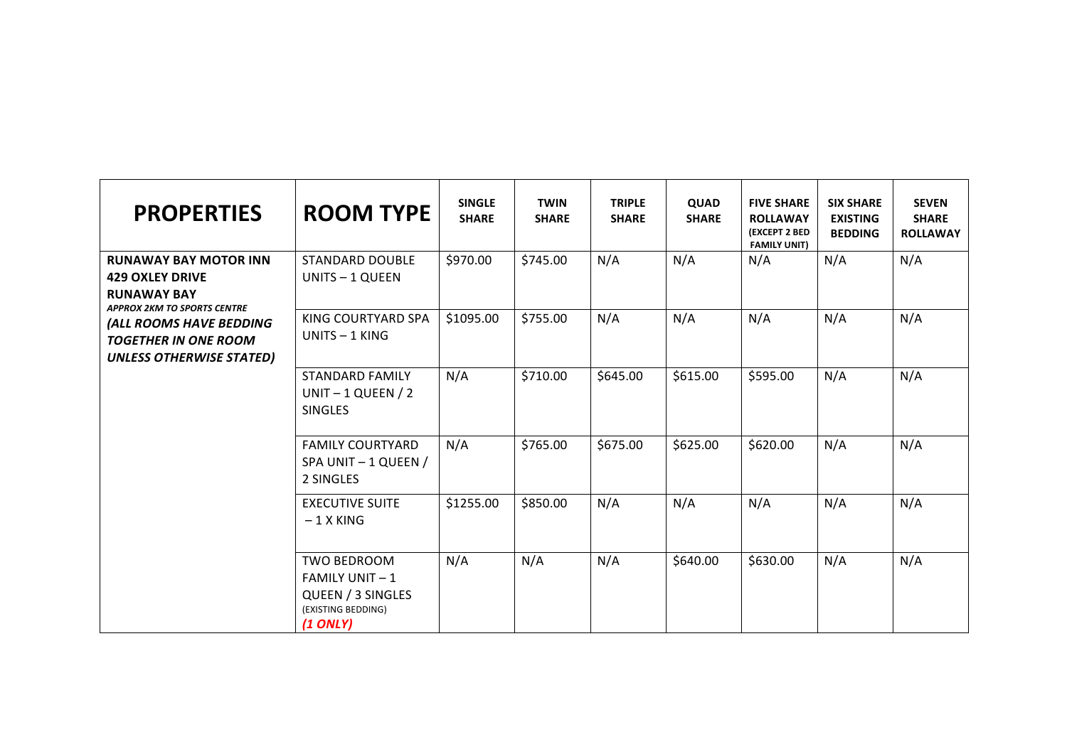| PROPERTIES | ROOM TYPE | SINGLE SHARE | TWIN SHARE | TRIPLE SHARE | QUAD SHARE | FIVE SHARE ROLLAWAY (EXCEPT 2 BED FAMILY UNIT) | SIX SHARE EXISTING BEDDING | SEVEN SHARE ROLLAWAY |
|---|---|---|---|---|---|---|---|---|
| **RUNAWAY BAY MOTOR INN**<br>**429 OXLEY DRIVE**<br>**RUNAWAY BAY**<br>***APPROX 2KM TO SPORTS CENTRE***<br>***(ALL ROOMS HAVE BEDDING TOGETHER IN ONE ROOM UNLESS OTHERWISE STATED)*** | STANDARD DOUBLE UNITS – 1 QUEEN | $970.00 | $745.00 | N/A | N/A | N/A | N/A | N/A |
| | KING COURTYARD SPA UNITS – 1 KING | $1095.00 | $755.00 | N/A | N/A | N/A | N/A | N/A |
| | STANDARD FAMILY UNIT – 1 QUEEN / 2 SINGLES | N/A | $710.00 | $645.00 | $615.00 | $595.00 | N/A | N/A |
| | FAMILY COURTYARD SPA UNIT – 1 QUEEN / 2 SINGLES | N/A | $765.00 | $675.00 | $625.00 | $620.00 | N/A | N/A |
| | EXECUTIVE SUITE – 1 X KING | $1255.00 | $850.00 | N/A | N/A | N/A | N/A | N/A |
| | TWO BEDROOM FAMILY UNIT – 1 QUEEN / 3 SINGLES (EXISTING BEDDING) ***(1 ONLY)*** | N/A | N/A | N/A | $640.00 | $630.00 | N/A | N/A |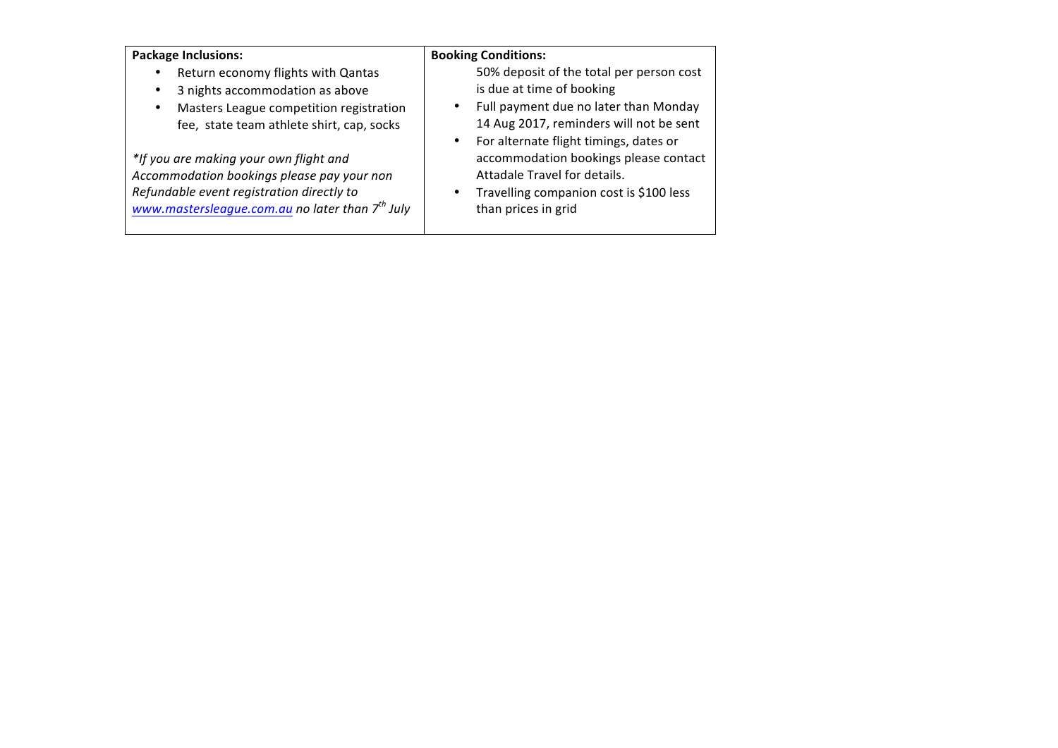| **Package Inclusions:** | **Booking Conditions:** |
| --- | --- |
| • Return economy flights with Qantas<br>• 3 nights accommodation as above<br>• Masters League competition registration fee, state team athlete shirt, cap, socks<br><br>*\*If you are making your own flight and Accommodation bookings please pay your non Refundable event registration directly to [www.mastersleague.com.au](http://www.mastersleague.com.au) no later than 7th July* | 50% deposit of the total per person cost is due at time of booking<br>• Full payment due no later than Monday 14 Aug 2017, reminders will not be sent<br>• For alternate flight timings, dates or accommodation bookings please contact Attadale Travel for details.<br>• Travelling companion cost is $100 less than prices in grid |